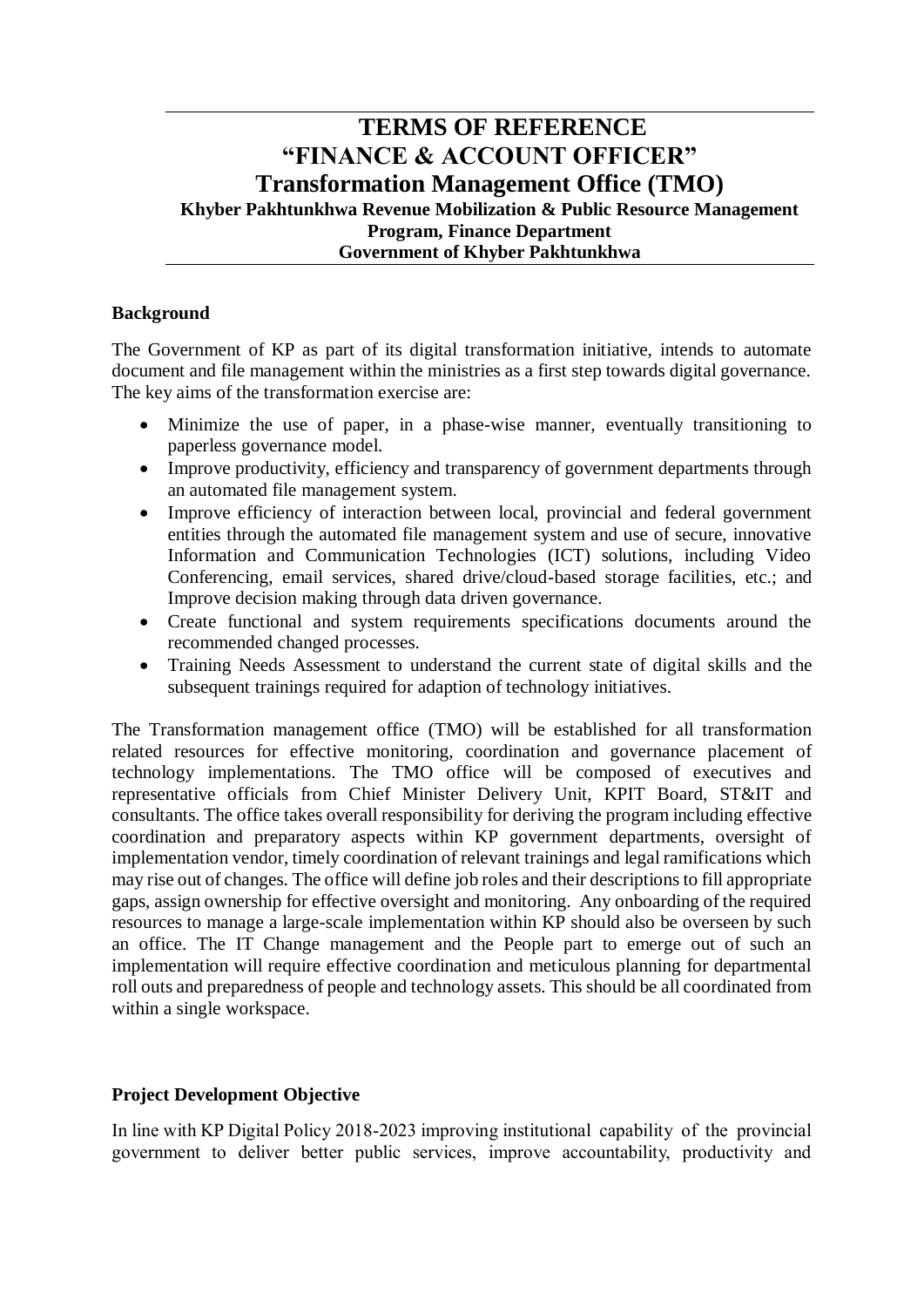# TERMS OF REFERENCE
# "FINANCE & ACCOUNT OFFICER"
# Transformation Management Office (TMO)

### Khyber Pakhtunkhwa Revenue Mobilization & Public Resource Management Program, Finance Department
### Government of Khyber Pakhtunkhwa

**Background**

The Government of KP as part of its digital transformation initiative, intends to automate document and file management within the ministries as a first step towards digital governance. The key aims of the transformation exercise are:

- Minimize the use of paper, in a phase-wise manner, eventually transitioning to paperless governance model.
- Improve productivity, efficiency and transparency of government departments through an automated file management system.
- Improve efficiency of interaction between local, provincial and federal government entities through the automated file management system and use of secure, innovative Information and Communication Technologies (ICT) solutions, including Video Conferencing, email services, shared drive/cloud-based storage facilities, etc.; and Improve decision making through data driven governance.
- Create functional and system requirements specifications documents around the recommended changed processes.
- Training Needs Assessment to understand the current state of digital skills and the subsequent trainings required for adaption of technology initiatives.

The Transformation management office (TMO) will be established for all transformation related resources for effective monitoring, coordination and governance placement of technology implementations. The TMO office will be composed of executives and representative officials from Chief Minister Delivery Unit, KPIT Board, ST&IT and consultants. The office takes overall responsibility for deriving the program including effective coordination and preparatory aspects within KP government departments, oversight of implementation vendor, timely coordination of relevant trainings and legal ramifications which may rise out of changes. The office will define job roles and their descriptions to fill appropriate gaps, assign ownership for effective oversight and monitoring. Any onboarding of the required resources to manage a large-scale implementation within KP should also be overseen by such an office. The IT Change management and the People part to emerge out of such an implementation will require effective coordination and meticulous planning for departmental roll outs and preparedness of people and technology assets. This should be all coordinated from within a single workspace.

**Project Development Objective**

In line with KP Digital Policy 2018-2023 improving institutional capability of the provincial government to deliver better public services, improve accountability, productivity and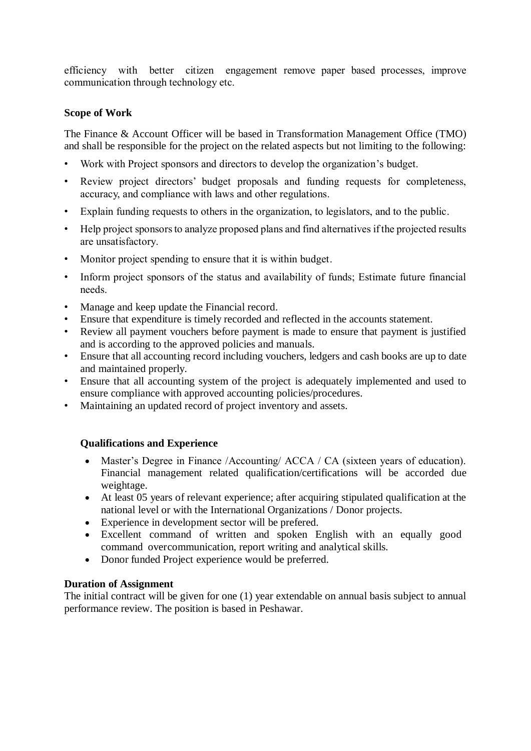efficiency with better citizen engagement remove paper based processes, improve communication through technology etc.

**Scope of Work**

The Finance & Account Officer will be based in Transformation Management Office (TMO) and shall be responsible for the project on the related aspects but not limiting to the following:

- Work with Project sponsors and directors to develop the organization's budget.
- Review project directors' budget proposals and funding requests for completeness, accuracy, and compliance with laws and other regulations.
- Explain funding requests to others in the organization, to legislators, and to the public.
- Help project sponsors to analyze proposed plans and find alternatives if the projected results are unsatisfactory.
- Monitor project spending to ensure that it is within budget.
- Inform project sponsors of the status and availability of funds; Estimate future financial needs.
- Manage and keep update the Financial record.
- Ensure that expenditure is timely recorded and reflected in the accounts statement.
- Review all payment vouchers before payment is made to ensure that payment is justified and is according to the approved policies and manuals.
- Ensure that all accounting record including vouchers, ledgers and cash books are up to date and maintained properly.
- Ensure that all accounting system of the project is adequately implemented and used to ensure compliance with approved accounting policies/procedures.
- Maintaining an updated record of project inventory and assets.

**Qualifications and Experience**

- Master's Degree in Finance /Accounting/ ACCA / CA (sixteen years of education). Financial management related qualification/certifications will be accorded due weightage.
- At least 05 years of relevant experience; after acquiring stipulated qualification at the national level or with the International Organizations / Donor projects.
- Experience in development sector will be prefered.
- Excellent command of written and spoken English with an equally good command overcommunication, report writing and analytical skills.
- Donor funded Project experience would be preferred.

**Duration of Assignment**

The initial contract will be given for one (1) year extendable on annual basis subject to annual performance review. The position is based in Peshawar.